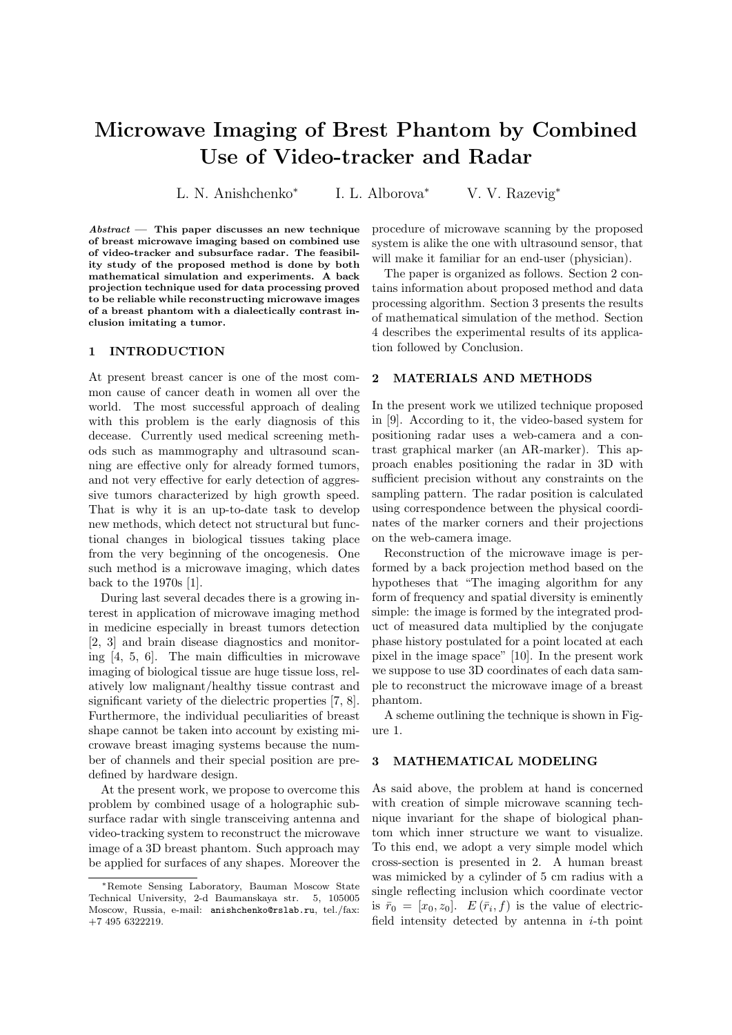# Microwave Imaging of Brest Phantom by Combined Use of Video-tracker and Radar

L. N. Anishchenko* I. L. Alborova* V. V. Razevig*

***Abstract*** — **This paper discusses an new technique of breast microwave imaging based on combined use of video-tracker and subsurface radar. The feasibility study of the proposed method is done by both mathematical simulation and experiments. A back projection technique used for data processing proved to be reliable while reconstructing microwave images of a breast phantom with a dialectically contrast inclusion imitating a tumor.**

## 1 INTRODUCTION

At present breast cancer is one of the most common cause of cancer death in women all over the world. The most successful approach of dealing with this problem is the early diagnosis of this decease. Currently used medical screening methods such as mammography and ultrasound scanning are effective only for already formed tumors, and not very effective for early detection of aggressive tumors characterized by high growth speed. That is why it is an up-to-date task to develop new methods, which detect not structural but functional changes in biological tissues taking place from the very beginning of the oncogenesis. One such method is a microwave imaging, which dates back to the 1970s [1].

During last several decades there is a growing interest in application of microwave imaging method in medicine especially in breast tumors detection [2, 3] and brain disease diagnostics and monitoring [4, 5, 6]. The main difficulties in microwave imaging of biological tissue are huge tissue loss, relatively low malignant/healthy tissue contrast and significant variety of the dielectric properties [7, 8]. Furthermore, the individual peculiarities of breast shape cannot be taken into account by existing microwave breast imaging systems because the number of channels and their special position are predefined by hardware design.

At the present work, we propose to overcome this problem by combined usage of a holographic subsurface radar with single transceiving antenna and video-tracking system to reconstruct the microwave image of a 3D breast phantom. Such approach may be applied for surfaces of any shapes. Moreover the procedure of microwave scanning by the proposed system is alike the one with ultrasound sensor, that will make it familiar for an end-user (physician).

The paper is organized as follows. Section 2 contains information about proposed method and data processing algorithm. Section 3 presents the results of mathematical simulation of the method. Section 4 describes the experimental results of its application followed by Conclusion.

## 2 MATERIALS AND METHODS

In the present work we utilized technique proposed in [9]. According to it, the video-based system for positioning radar uses a web-camera and a contrast graphical marker (an AR-marker). This approach enables positioning the radar in 3D with sufficient precision without any constraints on the sampling pattern. The radar position is calculated using correspondence between the physical coordinates of the marker corners and their projections on the web-camera image.

Reconstruction of the microwave image is performed by a back projection method based on the hypotheses that "The imaging algorithm for any form of frequency and spatial diversity is eminently simple: the image is formed by the integrated product of measured data multiplied by the conjugate phase history postulated for a point located at each pixel in the image space" [10]. In the present work we suppose to use 3D coordinates of each data sample to reconstruct the microwave image of a breast phantom.

A scheme outlining the technique is shown in Figure 1.

## 3 MATHEMATICAL MODELING

As said above, the problem at hand is concerned with creation of simple microwave scanning technique invariant for the shape of biological phantom which inner structure we want to visualize. To this end, we adopt a very simple model which cross-section is presented in 2. A human breast was mimicked by a cylinder of 5 cm radius with a single reflecting inclusion which coordinate vector is $\bar{r}_0 = [x_0, z_0]$. $E(\bar{r}_i, f)$ is the value of electric-field intensity detected by antenna in $i$-th point

---

*Remote Sensing Laboratory, Bauman Moscow State Technical University, 2-d Baumanskaya str. 5, 105005 Moscow, Russia, e-mail: anishchenko@rslab.ru, tel./fax: +7 495 6322219.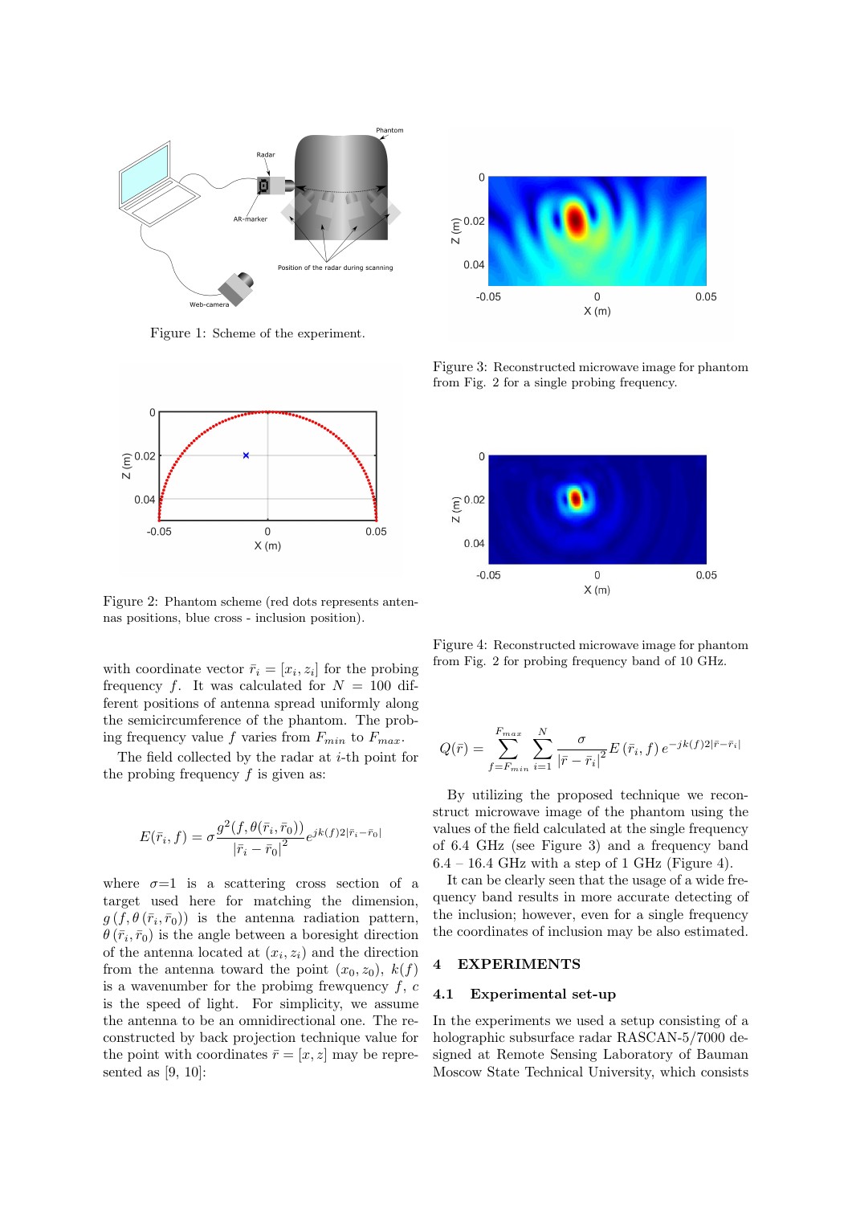Figure 1: Scheme of the experiment.

Figure 2: Phantom scheme (red dots represents antennas positions, blue cross - inclusion position).

with coordinate vector $\bar{r}_i = [x_i, z_i]$ for the probing frequency $f$. It was calculated for $N = 100$ different positions of antenna spread uniformly along the semicircumference of the phantom. The probing frequency value $f$ varies from $F_{min}$ to $F_{max}$.

The field collected by the radar at $i$-th point for the probing frequency $f$ is given as:

$$E(\bar{r}_i, f) = \sigma \frac{g^2(f, \theta(\bar{r}_i, \bar{r}_0))}{|\bar{r}_i - \bar{r}_0|^2} e^{jk(f)2|\bar{r}_i - \bar{r}_0|}$$

where $\sigma$=1 is a scattering cross section of a target used here for matching the dimension, $g(f, \theta(\bar{r}_i, \bar{r}_0))$ is the antenna radiation pattern, $\theta(\bar{r}_i, \bar{r}_0)$ is the angle between a boresight direction of the antenna located at $(x_i, z_i)$ and the direction from the antenna toward the point $(x_0, z_0)$, $k(f)$ is a wavenumber for the probimg frewquency $f$, $c$ is the speed of light. For simplicity, we assume the antenna to be an omnidirectional one. The reconstructed by back projection technique value for the point with coordinates $\bar{r} = [x, z]$ may be represented as [9, 10]:

Figure 3: Reconstructed microwave image for phantom from Fig. 2 for a single probing frequency.

Figure 4: Reconstructed microwave image for phantom from Fig. 2 for probing frequency band of 10 GHz.

$$Q(\bar{r}) = \sum_{f=F_{min}}^{F_{max}} \sum_{i=1}^{N} \frac{\sigma}{|\bar{r} - \bar{r}_i|^2} E(\bar{r}_i, f) \, e^{-jk(f)2|\bar{r} - \bar{r}_i|}$$

By utilizing the proposed technique we reconstruct microwave image of the phantom using the values of the field calculated at the single frequency of 6.4 GHz (see Figure 3) and a frequency band 6.4 – 16.4 GHz with a step of 1 GHz (Figure 4).

It can be clearly seen that the usage of a wide frequency band results in more accurate detecting of the inclusion; however, even for a single frequency the coordinates of inclusion may be also estimated.

# 4 EXPERIMENTS

## 4.1 Experimental set-up

In the experiments we used a setup consisting of a holographic subsurface radar RASCAN-5/7000 designed at Remote Sensing Laboratory of Bauman Moscow State Technical University, which consists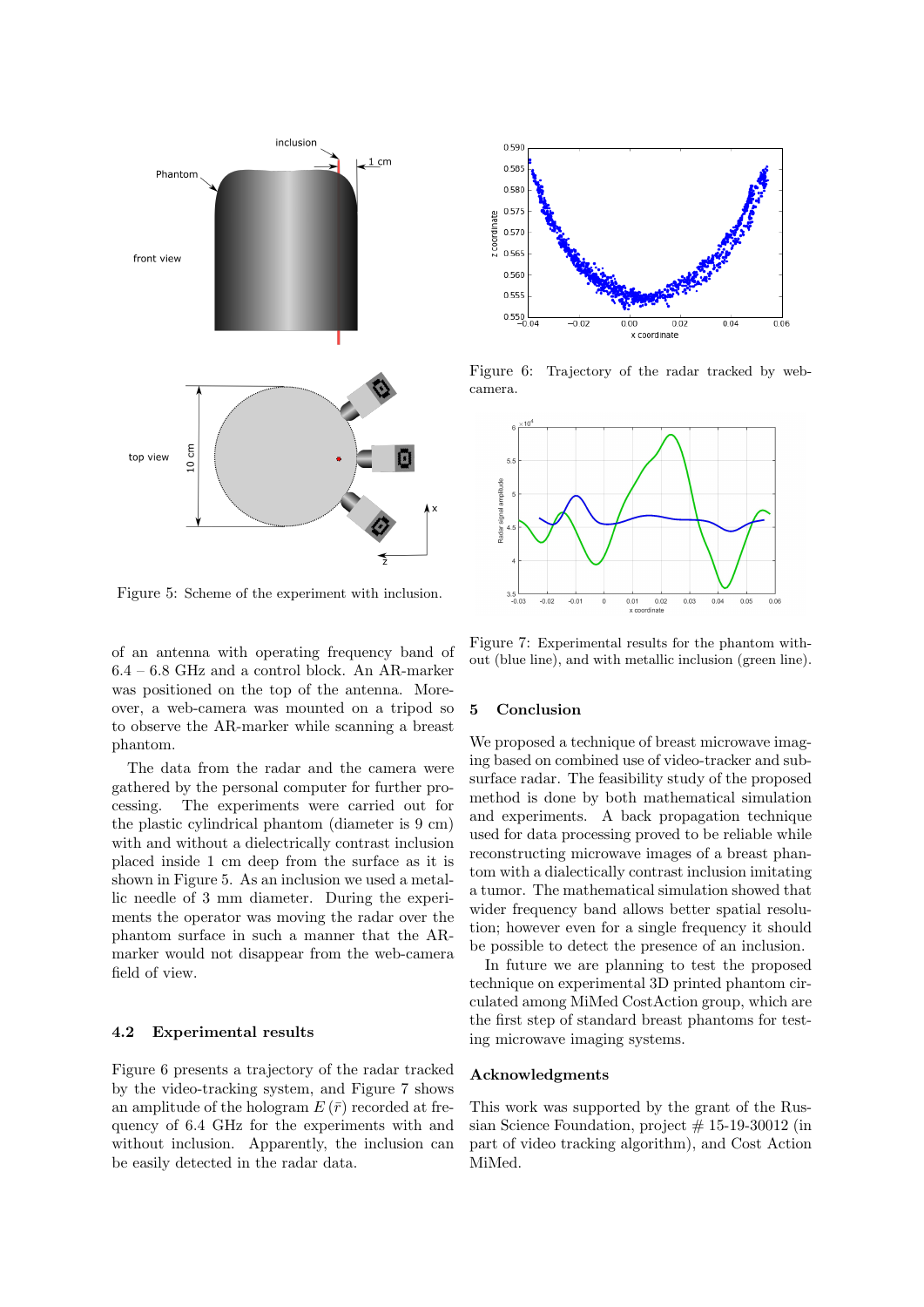Figure 5: Scheme of the experiment with inclusion.

Figure 6: Trajectory of the radar tracked by web-camera.

Figure 7: Experimental results for the phantom without (blue line), and with metallic inclusion (green line).

of an antenna with operating frequency band of 6.4 – 6.8 GHz and a control block. An AR-marker was positioned on the top of the antenna. Moreover, a web-camera was mounted on a tripod so to observe the AR-marker while scanning a breast phantom.

The data from the radar and the camera were gathered by the personal computer for further processing. The experiments were carried out for the plastic cylindrical phantom (diameter is 9 cm) with and without a dielectrically contrast inclusion placed inside 1 cm deep from the surface as it is shown in Figure 5. As an inclusion we used a metallic needle of 3 mm diameter. During the experiments the operator was moving the radar over the phantom surface in such a manner that the AR-marker would not disappear from the web-camera field of view.

### 4.2 Experimental results

Figure 6 presents a trajectory of the radar tracked by the video-tracking system, and Figure 7 shows an amplitude of the hologram $E(\bar{r})$ recorded at frequency of 6.4 GHz for the experiments with and without inclusion. Apparently, the inclusion can be easily detected in the radar data.

## 5 Conclusion

We proposed a technique of breast microwave imaging based on combined use of video-tracker and subsurface radar. The feasibility study of the proposed method is done by both mathematical simulation and experiments. A back propagation technique used for data processing proved to be reliable while reconstructing microwave images of a breast phantom with a dialectically contrast inclusion imitating a tumor. The mathematical simulation showed that wider frequency band allows better spatial resolution; however even for a single frequency it should be possible to detect the presence of an inclusion.

In future we are planning to test the proposed technique on experimental 3D printed phantom circulated among MiMed CostAction group, which are the first step of standard breast phantoms for testing microwave imaging systems.

## Acknowledgments

This work was supported by the grant of the Russian Science Foundation, project # 15-19-30012 (in part of video tracking algorithm), and Cost Action MiMed.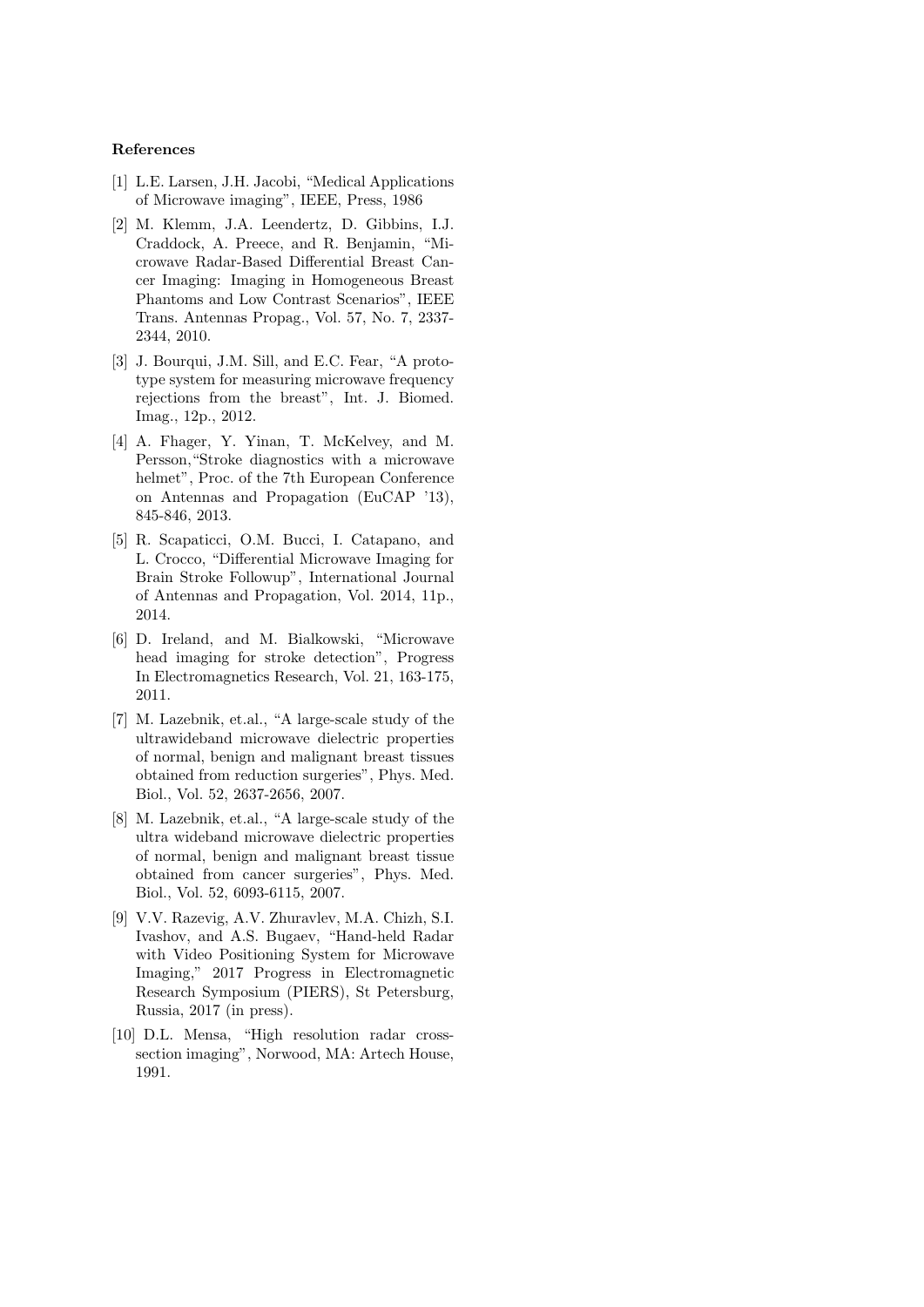**References**

[1] L.E. Larsen, J.H. Jacobi, "Medical Applications of Microwave imaging", IEEE, Press, 1986

[2] M. Klemm, J.A. Leendertz, D. Gibbins, I.J. Craddock, A. Preece, and R. Benjamin, "Microwave Radar-Based Differential Breast Cancer Imaging: Imaging in Homogeneous Breast Phantoms and Low Contrast Scenarios", IEEE Trans. Antennas Propag., Vol. 57, No. 7, 2337-2344, 2010.

[3] J. Bourqui, J.M. Sill, and E.C. Fear, "A prototype system for measuring microwave frequency rejections from the breast", Int. J. Biomed. Imag., 12p., 2012.

[4] A. Fhager, Y. Yinan, T. McKelvey, and M. Persson,"Stroke diagnostics with a microwave helmet", Proc. of the 7th European Conference on Antennas and Propagation (EuCAP '13), 845-846, 2013.

[5] R. Scapaticci, O.M. Bucci, I. Catapano, and L. Crocco, "Differential Microwave Imaging for Brain Stroke Followup", International Journal of Antennas and Propagation, Vol. 2014, 11p., 2014.

[6] D. Ireland, and M. Bialkowski, "Microwave head imaging for stroke detection", Progress In Electromagnetics Research, Vol. 21, 163-175, 2011.

[7] M. Lazebnik, et.al., "A large-scale study of the ultrawideband microwave dielectric properties of normal, benign and malignant breast tissues obtained from reduction surgeries", Phys. Med. Biol., Vol. 52, 2637-2656, 2007.

[8] M. Lazebnik, et.al., "A large-scale study of the ultra wideband microwave dielectric properties of normal, benign and malignant breast tissue obtained from cancer surgeries", Phys. Med. Biol., Vol. 52, 6093-6115, 2007.

[9] V.V. Razevig, A.V. Zhuravlev, M.A. Chizh, S.I. Ivashov, and A.S. Bugaev, "Hand-held Radar with Video Positioning System for Microwave Imaging," 2017 Progress in Electromagnetic Research Symposium (PIERS), St Petersburg, Russia, 2017 (in press).

[10] D.L. Mensa, "High resolution radar cross-section imaging", Norwood, MA: Artech House, 1991.